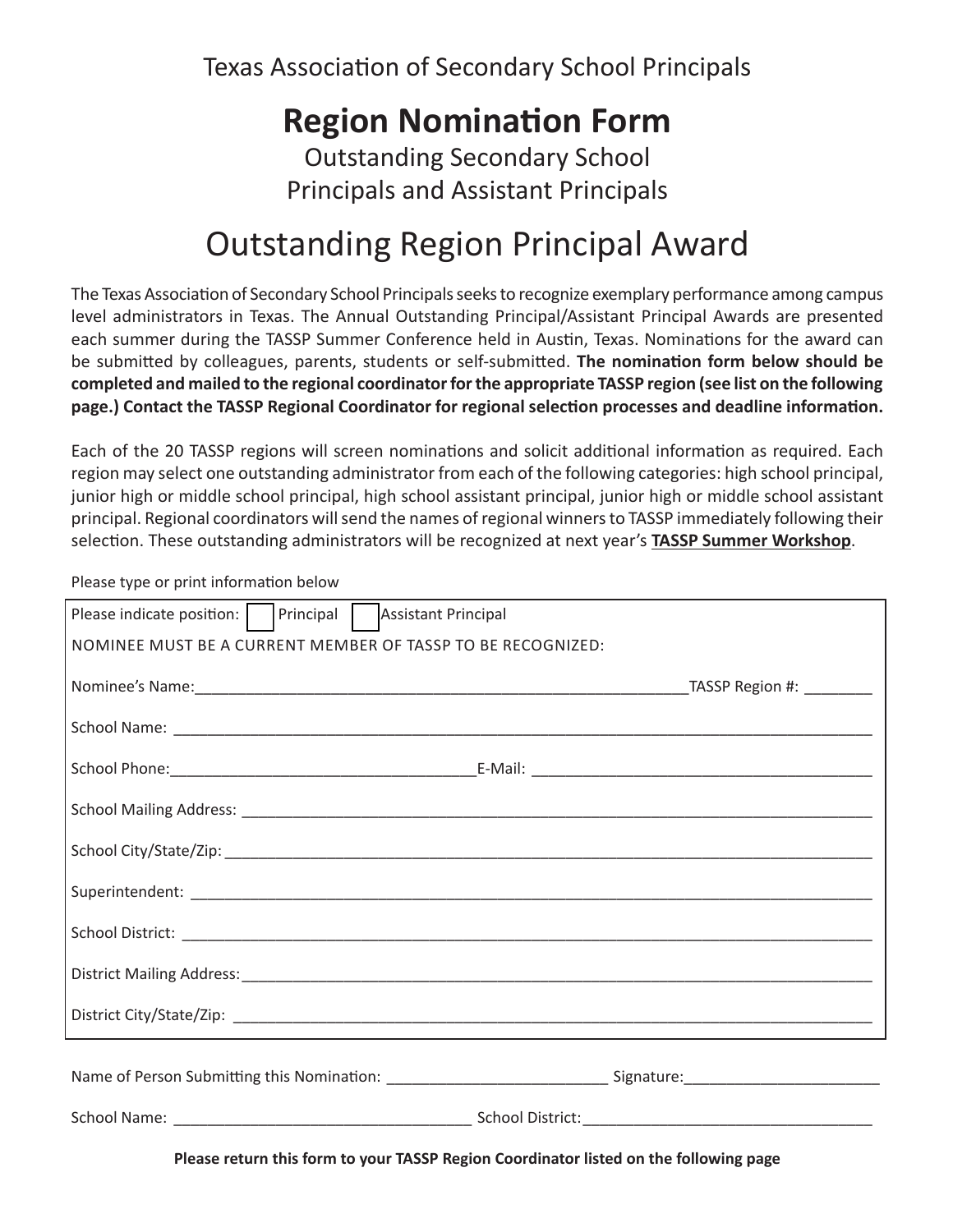Texas Association of Secondary School Principals

# Region Nomination Form

Outstanding Secondary School
Principals and Assistant Principals

## Outstanding Region Principal Award

The Texas Association of Secondary School Principals seeks to recognize exemplary performance among campus level administrators in Texas. The Annual Outstanding Principal/Assistant Principal Awards are presented each summer during the TASSP Summer Conference held in Austin, Texas. Nominations for the award can be submitted by colleagues, parents, students or self-submitted. **The nomination form below should be completed and mailed to the regional coordinator for the appropriate TASSP region (see list on the following page.) Contact the TASSP Regional Coordinator for regional selection processes and deadline information.**

Each of the 20 TASSP regions will screen nominations and solicit additional information as required. Each region may select one outstanding administrator from each of the following categories: high school principal, junior high or middle school principal, high school assistant principal, junior high or middle school assistant principal. Regional coordinators will send the names of regional winners to TASSP immediately following their selection. These outstanding administrators will be recognized at next year's **TASSP Summer Workshop**.

Please type or print information below

Please indicate position: ☐ Principal ☐ Assistant Principal

NOMINEE MUST BE A CURRENT MEMBER OF TASSP TO BE RECOGNIZED:

Nominee's Name:____________________________________________________________TASSP Region #: ________

School Name: ______________________________________________________________________________________

School Phone:____________________________________E-Mail: _________________________________________

School Mailing Address: ____________________________________________________________________________

School City/State/Zip: ______________________________________________________________________________

Superintendent: ____________________________________________________________________________________

School District: ____________________________________________________________________________________

District Mailing Address:____________________________________________________________________________

District City/State/Zip: ______________________________________________________________________________

Name of Person Submitting this Nomination: ___________________________ Signature:_______________________

School Name: ___________________________________ School District:___________________________________

**Please return this form to your TASSP Region Coordinator listed on the following page**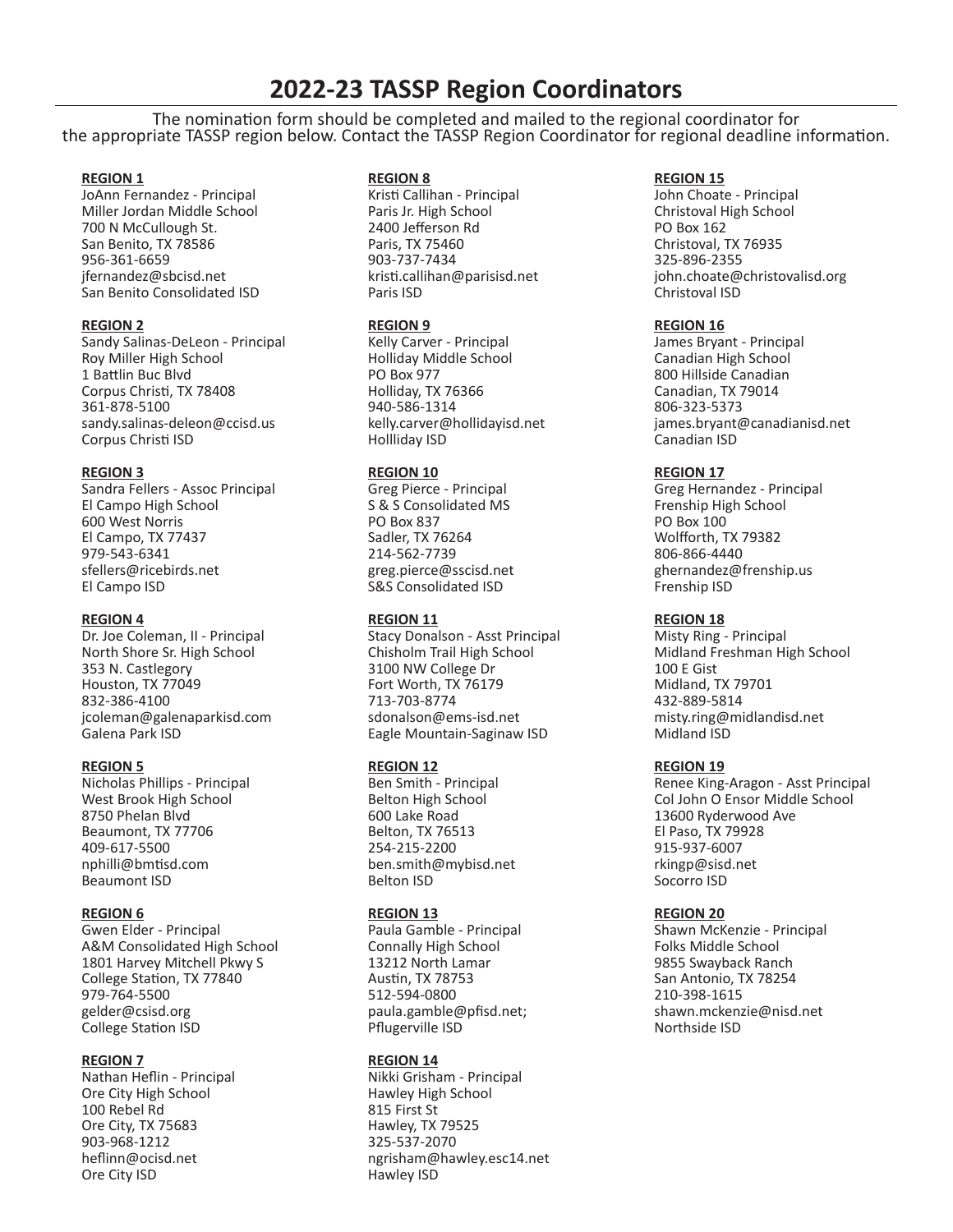# 2022-23 TASSP Region Coordinators

The nomination form should be completed and mailed to the regional coordinator for the appropriate TASSP region below. Contact the TASSP Region Coordinator for regional deadline information.

**REGION 1**
JoAnn Fernandez - Principal
Miller Jordan Middle School
700 N McCullough St.
San Benito, TX 78586
956-361-6659
jfernandez@sbcisd.net
San Benito Consolidated ISD

**REGION 2**
Sandy Salinas-DeLeon - Principal
Roy Miller High School
1 Battlin Buc Blvd
Corpus Christi, TX 78408
361-878-5100
sandy.salinas-deleon@ccisd.us
Corpus Christi ISD

**REGION 3**
Sandra Fellers - Assoc Principal
El Campo High School
600 West Norris
El Campo, TX 77437
979-543-6341
sfellers@ricebirds.net
El Campo ISD

**REGION 4**
Dr. Joe Coleman, II - Principal
North Shore Sr. High School
353 N. Castlegory
Houston, TX 77049
832-386-4100
jcoleman@galenaparkisd.com
Galena Park ISD

**REGION 5**
Nicholas Phillips - Principal
West Brook High School
8750 Phelan Blvd
Beaumont, TX 77706
409-617-5500
nphilli@bmtisd.com
Beaumont ISD

**REGION 6**
Gwen Elder - Principal
A&M Consolidated High School
1801 Harvey Mitchell Pkwy S
College Station, TX 77840
979-764-5500
gelder@csisd.org
College Station ISD

**REGION 7**
Nathan Heflin - Principal
Ore City High School
100 Rebel Rd
Ore City, TX 75683
903-968-1212
heflinn@ocisd.net
Ore City ISD

**REGION 8**
Kristi Callihan - Principal
Paris Jr. High School
2400 Jefferson Rd
Paris, TX 75460
903-737-7434
kristi.callihan@parisisd.net
Paris ISD

**REGION 9**
Kelly Carver - Principal
Holliday Middle School
PO Box 977
Holliday, TX 76366
940-586-1314
kelly.carver@hollidayisd.net
Hollliday ISD

**REGION 10**
Greg Pierce - Principal
S & S Consolidated MS
PO Box 837
Sadler, TX 76264
214-562-7739
greg.pierce@sscisd.net
S&S Consolidated ISD

**REGION 11**
Stacy Donalson - Asst Principal
Chisholm Trail High School
3100 NW College Dr
Fort Worth, TX 76179
713-703-8774
sdonalson@ems-isd.net
Eagle Mountain-Saginaw ISD

**REGION 12**
Ben Smith - Principal
Belton High School
600 Lake Road
Belton, TX 76513
254-215-2200
ben.smith@mybisd.net
Belton ISD

**REGION 13**
Paula Gamble - Principal
Connally High School
13212 North Lamar
Austin, TX 78753
512-594-0800
paula.gamble@pfisd.net;
Pflugerville ISD

**REGION 14**
Nikki Grisham - Principal
Hawley High School
815 First St
Hawley, TX 79525
325-537-2070
ngrisham@hawley.esc14.net
Hawley ISD

**REGION 15**
John Choate - Principal
Christoval High School
PO Box 162
Christoval, TX 76935
325-896-2355
john.choate@christovalisd.org
Christoval ISD

**REGION 16**
James Bryant - Principal
Canadian High School
800 Hillside Canadian
Canadian, TX 79014
806-323-5373
james.bryant@canadianisd.net
Canadian ISD

**REGION 17**
Greg Hernandez - Principal
Frenship High School
PO Box 100
Wolfforth, TX 79382
806-866-4440
ghernandez@frenship.us
Frenship ISD

**REGION 18**
Misty Ring - Principal
Midland Freshman High School
100 E Gist
Midland, TX 79701
432-889-5814
misty.ring@midlandisd.net
Midland ISD

**REGION 19**
Renee King-Aragon - Asst Principal
Col John O Ensor Middle School
13600 Ryderwood Ave
El Paso, TX 79928
915-937-6007
rkingp@sisd.net
Socorro ISD

**REGION 20**
Shawn McKenzie - Principal
Folks Middle School
9855 Swayback Ranch
San Antonio, TX 78254
210-398-1615
shawn.mckenzie@nisd.net
Northside ISD